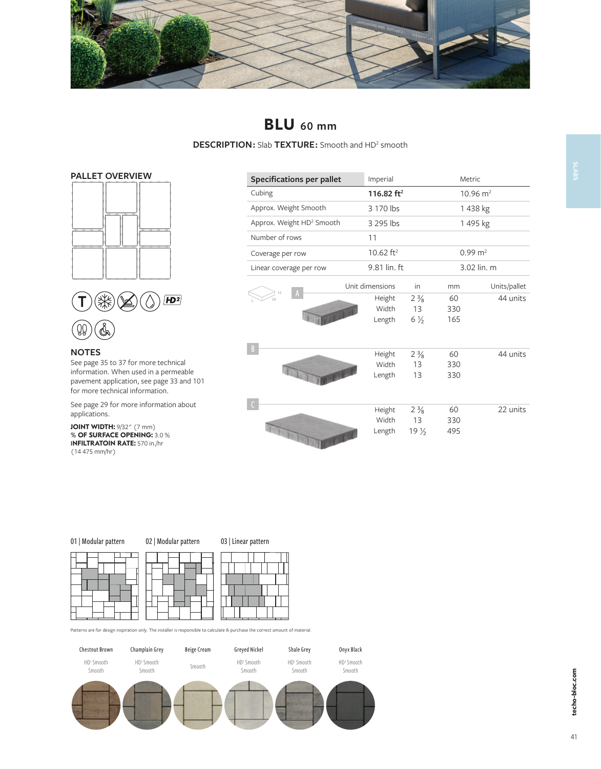# BLU 60 mm

**DESCRIPTION:** Slab **TEXTURE:** Smooth and HD² smooth

## PALLET OVERVIEW

| Specifications per pallet | Imperial | Metric |
|---|---|---|
| Cubing | **116.82 ft²** | 10.96 m² |
| Approx. Weight Smooth | 3 170 lbs | 1 438 kg |
| Approx. Weight HD² Smooth | 3 295 lbs | 1 495 kg |
| Number of rows | 11 | |
| Coverage per row | 10.62 ft² | 0.99 m² |
| Linear coverage per row | 9.81 lin. ft | 3.02 lin. m |

| | Unit dimensions | in | mm | Units/pallet |
|---|---|---|---|---|
| A | Height | 2 ⅜ | 60 | 44 units |
| | Width | 13 | 330 | |
| | Length | 6 ½ | 165 | |
| B | Height | 2 ⅜ | 60 | 44 units |
| | Width | 13 | 330 | |
| | Length | 13 | 330 | |
| C | Height | 2 ⅜ | 60 | 22 units |
| | Width | 13 | 330 | |
| | Length | 19 ½ | 495 | |

## NOTES

See page 35 to 37 for more technical information. When used in a permeable pavement application, see page 33 and 101 for more technical information.

See page 29 for more information about applications.

**JOINT WIDTH:** 9/32" (7 mm)
**% OF SURFACE OPENING:** 3.0 %
**INFILTRATOIN RATE:** 570 in./hr (14 475 mm/hr)

01 | Modular pattern

02 | Modular pattern

03 | Linear pattern

Patterns are for design inspiration only. The installer is responsible to calculate & purchase the correct amount of material.

| Chestnut Brown | Champlain Grey | Beige Cream | Greyed Nickel | Shale Grey | Onyx Black |
|---|---|---|---|---|---|
| HD² Smooth, Smooth | HD² Smooth, Smooth | Smooth | HD² Smooth, Smooth | HD² Smooth, Smooth | HD² Smooth, Smooth |

techo-bloc.com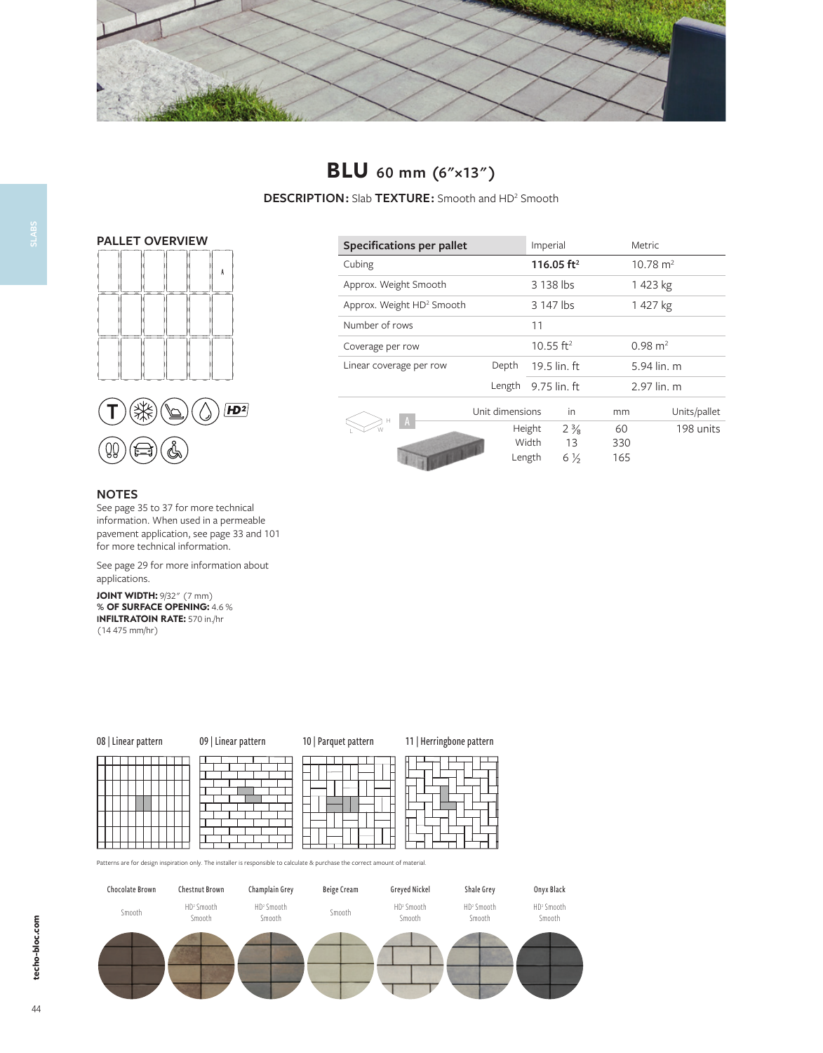# BLU 60 mm (6″×13″)

**DESCRIPTION:** Slab **TEXTURE:** Smooth and HD² Smooth

## PALLET OVERVIEW

| Specifications per pallet | | Imperial | Metric |
|---|---|---|---|
| Cubing | | **116.05 ft²** | 10.78 m² |
| Approx. Weight Smooth | | 3 138 lbs | 1 423 kg |
| Approx. Weight HD² Smooth | | 3 147 lbs | 1 427 kg |
| Number of rows | | 11 | |
| Coverage per row | | 10.55 ft² | 0.98 m² |
| Linear coverage per row | Depth | 19.5 lin. ft | 5.94 lin. m |
| | Length | 9.75 lin. ft | 2.97 lin. m |

| Unit dimensions | in | mm | Units/pallet |
|---|---|---|---|
| Height | 2 ⅜ | 60 | 198 units |
| Width | 13 | 330 | |
| Length | 6 ½ | 165 | |

## NOTES

See page 35 to 37 for more technical information. When used in a permeable pavement application, see page 33 and 101 for more technical information.

See page 29 for more information about applications.

**JOINT WIDTH:** 9/32″ (7 mm)
**% OF SURFACE OPENING:** 4.6 %
**INFILTRATOIN RATE:** 570 in./hr (14 475 mm/hr)

08 | Linear pattern

09 | Linear pattern

10 | Parquet pattern

11 | Herringbone pattern

Patterns are for design inspiration only. The installer is responsible to calculate & purchase the correct amount of material.

| Chocolate Brown | Chestnut Brown | Champlain Grey | Beige Cream | Greyed Nickel | Shale Grey | Onyx Black |
|---|---|---|---|---|---|---|
| Smooth | HD² Smooth<br>Smooth | HD² Smooth<br>Smooth | Smooth | HD² Smooth<br>Smooth | HD² Smooth<br>Smooth | HD² Smooth<br>Smooth |